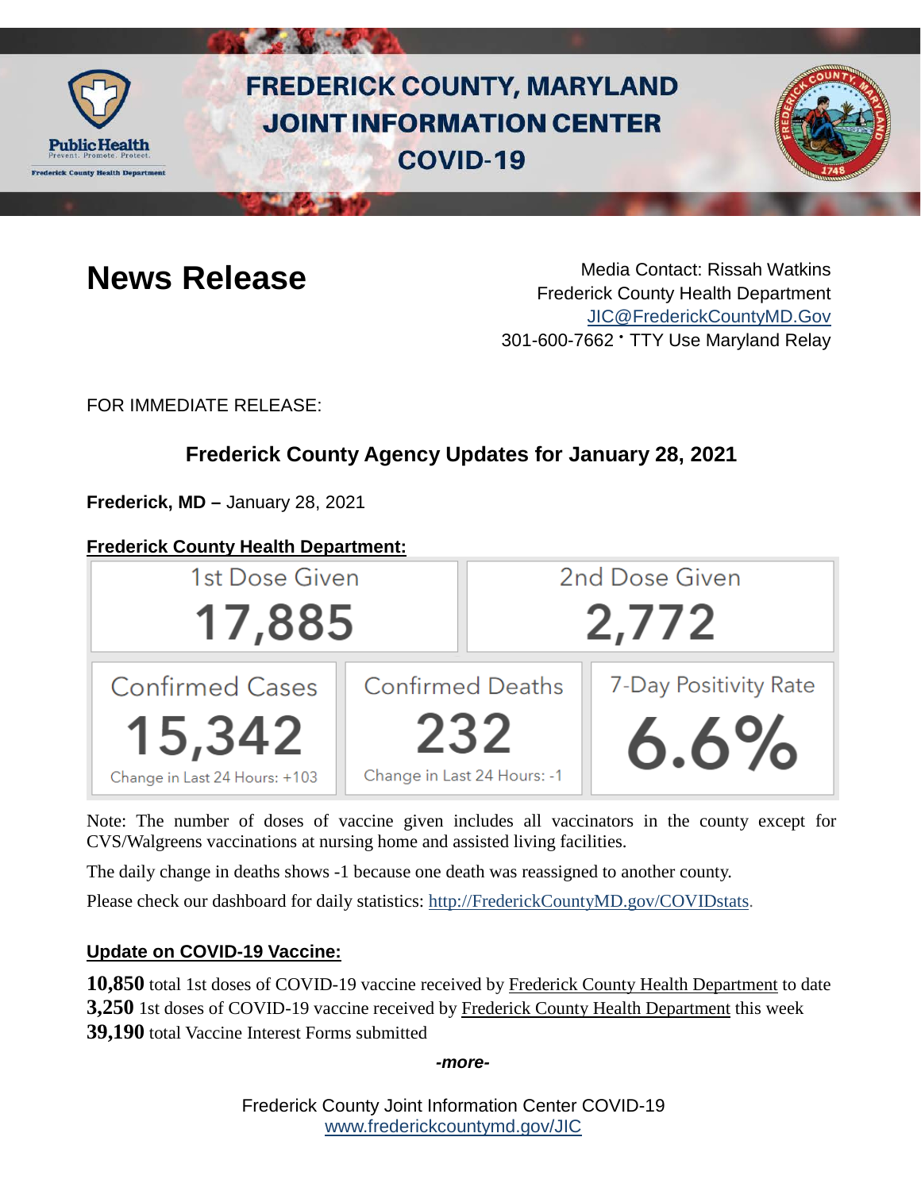# FREDERICK COUNTY, MARYLAND JOINT INFORMATION CENTER COVID-19

## News Release

Media Contact: Rissah Watkins
Frederick County Health Department
JIC@FrederickCountyMD.Gov
301-600-7662 • TTY Use Maryland Relay

FOR IMMEDIATE RELEASE:

### Frederick County Agency Updates for January 28, 2021

**Frederick, MD –** January 28, 2021

**Frederick County Health Department:**

| 1st Dose Given | 2nd Dose Given |
|---|---|
| 17,885 | 2,772 |

| Confirmed Cases | Confirmed Deaths | 7-Day Positivity Rate |
|---|---|---|
| 15,342 | 232 | 6.6% |
| Change in Last 24 Hours: +103 | Change in Last 24 Hours: -1 | |

Note: The number of doses of vaccine given includes all vaccinators in the county except for CVS/Walgreens vaccinations at nursing home and assisted living facilities.

The daily change in deaths shows -1 because one death was reassigned to another county.

Please check our dashboard for daily statistics: http://FrederickCountyMD.gov/COVIDstats.

**Update on COVID-19 Vaccine:**

**10,850** total 1st doses of COVID-19 vaccine received by Frederick County Health Department to date
**3,250** 1st doses of COVID-19 vaccine received by Frederick County Health Department this week
**39,190** total Vaccine Interest Forms submitted

***-more-***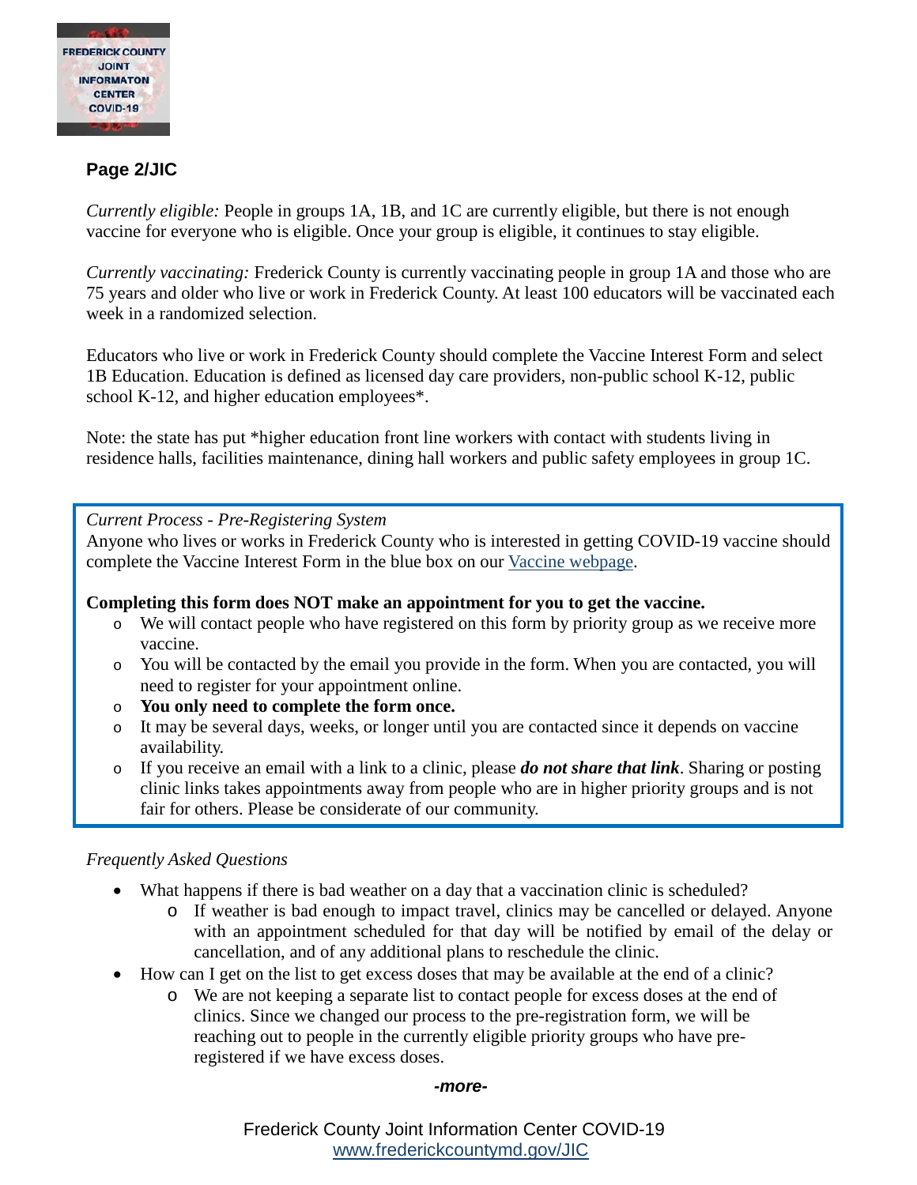**Page 2/JIC**

*Currently eligible:* People in groups 1A, 1B, and 1C are currently eligible, but there is not enough vaccine for everyone who is eligible. Once your group is eligible, it continues to stay eligible.

*Currently vaccinating:* Frederick County is currently vaccinating people in group 1A and those who are 75 years and older who live or work in Frederick County. At least 100 educators will be vaccinated each week in a randomized selection.

Educators who live or work in Frederick County should complete the Vaccine Interest Form and select 1B Education. Education is defined as licensed day care providers, non-public school K-12, public school K-12, and higher education employees*.

Note: the state has put *higher education front line workers with contact with students living in residence halls, facilities maintenance, dining hall workers and public safety employees in group 1C.

*Current Process - Pre-Registering System*

Anyone who lives or works in Frederick County who is interested in getting COVID-19 vaccine should complete the Vaccine Interest Form in the blue box on our [Vaccine webpage](Vaccine webpage).

**Completing this form does NOT make an appointment for you to get the vaccine.**

- We will contact people who have registered on this form by priority group as we receive more vaccine.
- You will be contacted by the email you provide in the form. When you are contacted, you will need to register for your appointment online.
- **You only need to complete the form once.**
- It may be several days, weeks, or longer until you are contacted since it depends on vaccine availability.
- If you receive an email with a link to a clinic, please ***do not share that link***. Sharing or posting clinic links takes appointments away from people who are in higher priority groups and is not fair for others. Please be considerate of our community.

*Frequently Asked Questions*

- What happens if there is bad weather on a day that a vaccination clinic is scheduled?
  - If weather is bad enough to impact travel, clinics may be cancelled or delayed. Anyone with an appointment scheduled for that day will be notified by email of the delay or cancellation, and of any additional plans to reschedule the clinic.
- How can I get on the list to get excess doses that may be available at the end of a clinic?
  - We are not keeping a separate list to contact people for excess doses at the end of clinics. Since we changed our process to the pre-registration form, we will be reaching out to people in the currently eligible priority groups who have pre-registered if we have excess doses.

***-more-***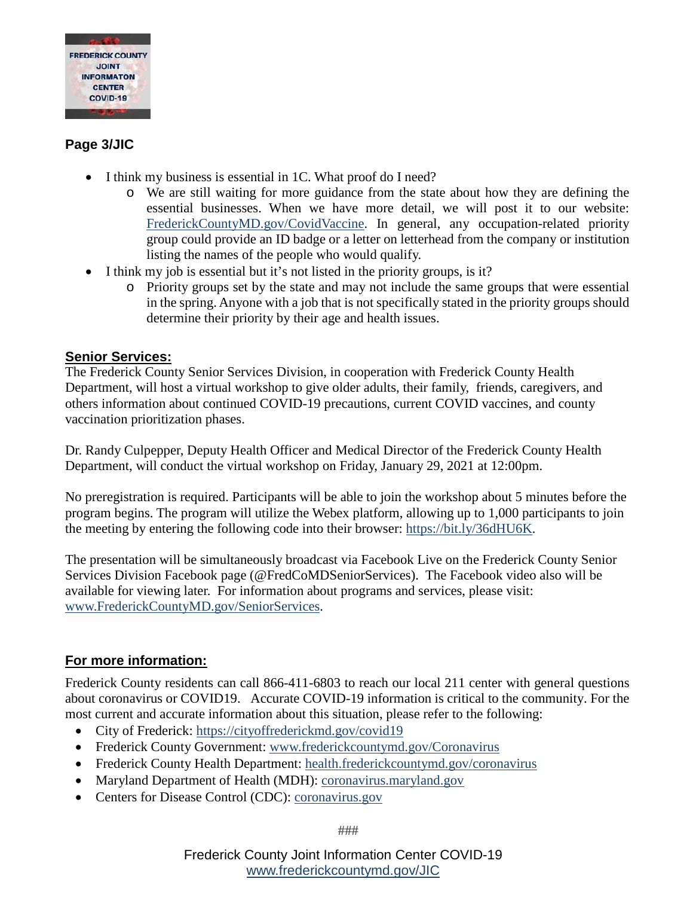- I think my business is essential in 1C. What proof do I need?
  - We are still waiting for more guidance from the state about how they are defining the essential businesses. When we have more detail, we will post it to our website: FrederickCountyMD.gov/CovidVaccine. In general, any occupation-related priority group could provide an ID badge or a letter on letterhead from the company or institution listing the names of the people who would qualify.
- I think my job is essential but it's not listed in the priority groups, is it?
  - Priority groups set by the state and may not include the same groups that were essential in the spring. Anyone with a job that is not specifically stated in the priority groups should determine their priority by their age and health issues.

## Senior Services:

The Frederick County Senior Services Division, in cooperation with Frederick County Health Department, will host a virtual workshop to give older adults, their family, friends, caregivers, and others information about continued COVID-19 precautions, current COVID vaccines, and county vaccination prioritization phases.

Dr. Randy Culpepper, Deputy Health Officer and Medical Director of the Frederick County Health Department, will conduct the virtual workshop on Friday, January 29, 2021 at 12:00pm.

No preregistration is required. Participants will be able to join the workshop about 5 minutes before the program begins. The program will utilize the Webex platform, allowing up to 1,000 participants to join the meeting by entering the following code into their browser: https://bit.ly/36dHU6K.

The presentation will be simultaneously broadcast via Facebook Live on the Frederick County Senior Services Division Facebook page (@FredCoMDSeniorServices). The Facebook video also will be available for viewing later. For information about programs and services, please visit: www.FrederickCountyMD.gov/SeniorServices.

## For more information:

Frederick County residents can call 866-411-6803 to reach our local 211 center with general questions about coronavirus or COVID19. Accurate COVID-19 information is critical to the community. For the most current and accurate information about this situation, please refer to the following:

- City of Frederick: https://cityoffrederickmd.gov/covid19
- Frederick County Government: www.frederickcountymd.gov/Coronavirus
- Frederick County Health Department: health.frederickcountymd.gov/coronavirus
- Maryland Department of Health (MDH): coronavirus.maryland.gov
- Centers for Disease Control (CDC): coronavirus.gov

###

Frederick County Joint Information Center COVID-19
www.frederickcountymd.gov/JIC